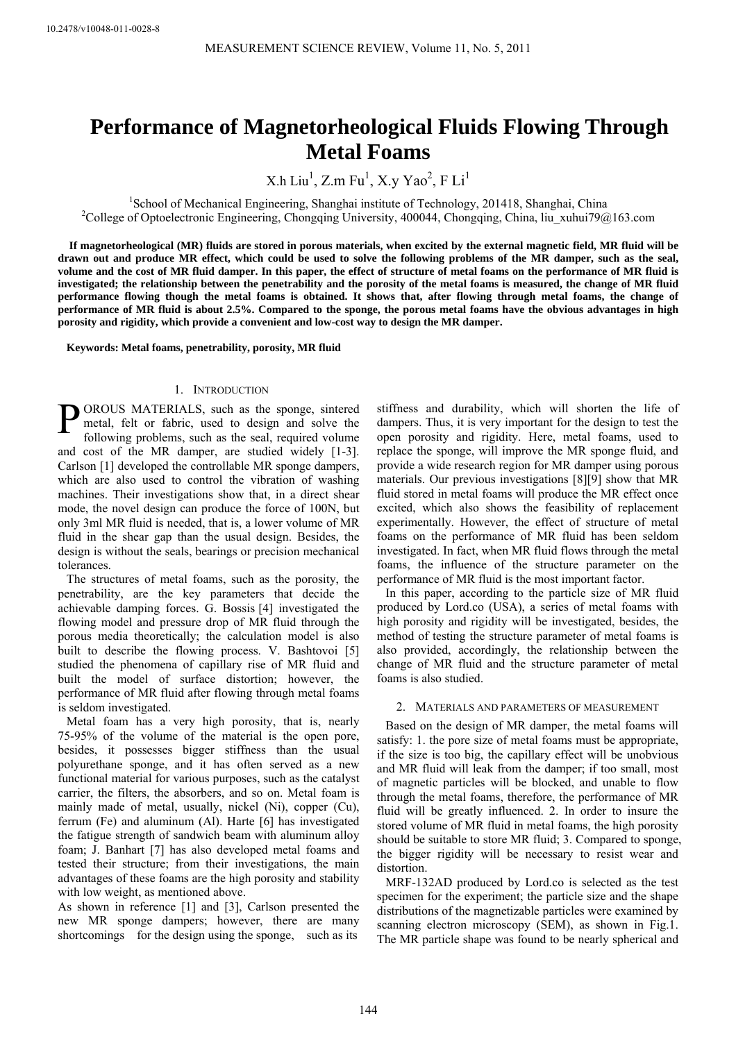# Performance of Magnetorheological Fluids Flowing Through Metal Foams

X.h Liu[1], Z.m Fu[1], X.y Yao[2], F Li[1]

[1]School of Mechanical Engineering, Shanghai institute of Technology, 201418, Shanghai, China
[2]College of Optoelectronic Engineering, Chongqing University, 400044, Chongqing, China, liu_xuhui79@163.com

**If magnetorheological (MR) fluids are stored in porous materials, when excited by the external magnetic field, MR fluid will be drawn out and produce MR effect, which could be used to solve the following problems of the MR damper, such as the seal, volume and the cost of MR fluid damper. In this paper, the effect of structure of metal foams on the performance of MR fluid is investigated; the relationship between the penetrability and the porosity of the metal foams is measured, the change of MR fluid performance flowing though the metal foams is obtained. It shows that, after flowing through metal foams, the change of performance of MR fluid is about 2.5%. Compared to the sponge, the porous metal foams have the obvious advantages in high porosity and rigidity, which provide a convenient and low-cost way to design the MR damper.**

**Keywords: Metal foams, penetrability, porosity, MR fluid**

## 1. Introduction

POROUS MATERIALS, such as the sponge, sintered metal, felt or fabric, used to design and solve the following problems, such as the seal, required volume and cost of the MR damper, are studied widely [1-3]. Carlson [1] developed the controllable MR sponge dampers, which are also used to control the vibration of washing machines. Their investigations show that, in a direct shear mode, the novel design can produce the force of 100N, but only 3ml MR fluid is needed, that is, a lower volume of MR fluid in the shear gap than the usual design. Besides, the design is without the seals, bearings or precision mechanical tolerances.

The structures of metal foams, such as the porosity, the penetrability, are the key parameters that decide the achievable damping forces. G. Bossis [4] investigated the flowing model and pressure drop of MR fluid through the porous media theoretically; the calculation model is also built to describe the flowing process. V. Bashtovoi [5] studied the phenomena of capillary rise of MR fluid and built the model of surface distortion; however, the performance of MR fluid after flowing through metal foams is seldom investigated.

Metal foam has a very high porosity, that is, nearly 75-95% of the volume of the material is the open pore, besides, it possesses bigger stiffness than the usual polyurethane sponge, and it has often served as a new functional material for various purposes, such as the catalyst carrier, the filters, the absorbers, and so on. Metal foam is mainly made of metal, usually, nickel (Ni), copper (Cu), ferrum (Fe) and aluminum (Al). Harte [6] has investigated the fatigue strength of sandwich beam with aluminum alloy foam; J. Banhart [7] has also developed metal foams and tested their structure; from their investigations, the main advantages of these foams are the high porosity and stability with low weight, as mentioned above.

As shown in reference [1] and [3], Carlson presented the new MR sponge dampers; however, there are many shortcomings for the design using the sponge, such as its stiffness and durability, which will shorten the life of dampers. Thus, it is very important for the design to test the open porosity and rigidity. Here, metal foams, used to replace the sponge, will improve the MR sponge fluid, and provide a wide research region for MR damper using porous materials. Our previous investigations [8][9] show that MR fluid stored in metal foams will produce the MR effect once excited, which also shows the feasibility of replacement experimentally. However, the effect of structure of metal foams on the performance of MR fluid has been seldom investigated. In fact, when MR fluid flows through the metal foams, the influence of the structure parameter on the performance of MR fluid is the most important factor.

In this paper, according to the particle size of MR fluid produced by Lord.co (USA), a series of metal foams with high porosity and rigidity will be investigated, besides, the method of testing the structure parameter of metal foams is also provided, accordingly, the relationship between the change of MR fluid and the structure parameter of metal foams is also studied.

## 2. Materials and parameters of measurement

Based on the design of MR damper, the metal foams will satisfy: 1. the pore size of metal foams must be appropriate, if the size is too big, the capillary effect will be unobvious and MR fluid will leak from the damper; if too small, most of magnetic particles will be blocked, and unable to flow through the metal foams, therefore, the performance of MR fluid will be greatly influenced. 2. In order to insure the stored volume of MR fluid in metal foams, the high porosity should be suitable to store MR fluid; 3. Compared to sponge, the bigger rigidity will be necessary to resist wear and distortion.

MRF-132AD produced by Lord.co is selected as the test specimen for the experiment; the particle size and the shape distributions of the magnetizable particles were examined by scanning electron microscopy (SEM), as shown in Fig.1. The MR particle shape was found to be nearly spherical and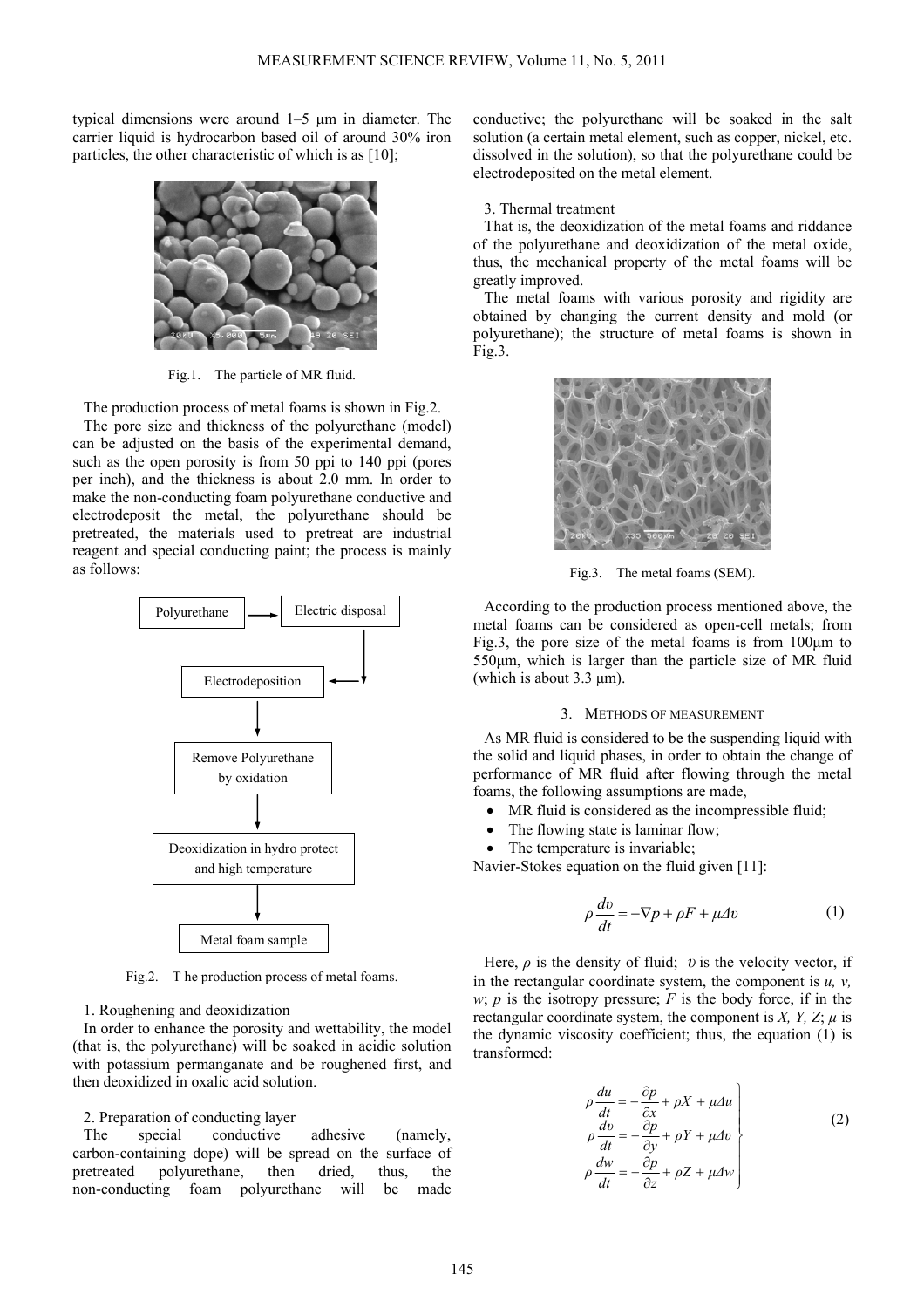typical dimensions were around 1–5 μm in diameter. The carrier liquid is hydrocarbon based oil of around 30% iron particles, the other characteristic of which is as [10];

Fig.1. The particle of MR fluid.

The production process of metal foams is shown in Fig.2.

The pore size and thickness of the polyurethane (model) can be adjusted on the basis of the experimental demand, such as the open porosity is from 50 ppi to 140 ppi (pores per inch), and the thickness is about 2.0 mm. In order to make the non-conducting foam polyurethane conductive and electrodeposit the metal, the polyurethane should be pretreated, the materials used to pretreat are industrial reagent and special conducting paint; the process is mainly as follows:

Polyurethane → Electric disposal → Electrodeposition → Remove Polyurethane by oxidation → Deoxidization in hydro protect and high temperature → Metal foam sample

Fig.2. T he production process of metal foams.

1. Roughening and deoxidization

In order to enhance the porosity and wettability, the model (that is, the polyurethane) will be soaked in acidic solution with potassium permanganate and be roughened first, and then deoxidized in oxalic acid solution.

2. Preparation of conducting layer

The special conductive adhesive (namely, carbon-containing dope) will be spread on the surface of pretreated polyurethane, then dried, thus, the non-conducting foam polyurethane will be made conductive; the polyurethane will be soaked in the salt solution (a certain metal element, such as copper, nickel, etc. dissolved in the solution), so that the polyurethane could be electrodeposited on the metal element.

3. Thermal treatment

That is, the deoxidization of the metal foams and riddance of the polyurethane and deoxidization of the metal oxide, thus, the mechanical property of the metal foams will be greatly improved.

The metal foams with various porosity and rigidity are obtained by changing the current density and mold (or polyurethane); the structure of metal foams is shown in Fig.3.

Fig.3. The metal foams (SEM).

According to the production process mentioned above, the metal foams can be considered as open-cell metals; from Fig.3, the pore size of the metal foams is from 100μm to 550μm, which is larger than the particle size of MR fluid (which is about 3.3 μm).

## 3. Methods of measurement

As MR fluid is considered to be the suspending liquid with the solid and liquid phases, in order to obtain the change of performance of MR fluid after flowing through the metal foams, the following assumptions are made,

- MR fluid is considered as the incompressible fluid;
- The flowing state is laminar flow;
- The temperature is invariable;

Navier-Stokes equation on the fluid given [11]:

$$\rho \frac{d\upsilon}{dt} = -\nabla p + \rho F + \mu \Delta \upsilon \tag{1}$$

Here, $\rho$ is the density of fluid; $\upsilon$ is the velocity vector, if in the rectangular coordinate system, the component is $u$, $v$, $w$; $p$ is the isotropy pressure; $F$ is the body force, if in the rectangular coordinate system, the component is $X$, $Y$, $Z$; $\mu$ is the dynamic viscosity coefficient; thus, the equation (1) is transformed:

$$\left.\begin{aligned} \rho \frac{du}{dt} &= -\frac{\partial p}{\partial x} + \rho X + \mu \Delta u \\ \rho \frac{d\upsilon}{dt} &= -\frac{\partial p}{\partial y} + \rho Y + \mu \Delta \upsilon \\ \rho \frac{dw}{dt} &= -\frac{\partial p}{\partial z} + \rho Z + \mu \Delta w \end{aligned}\right\} \tag{2}$$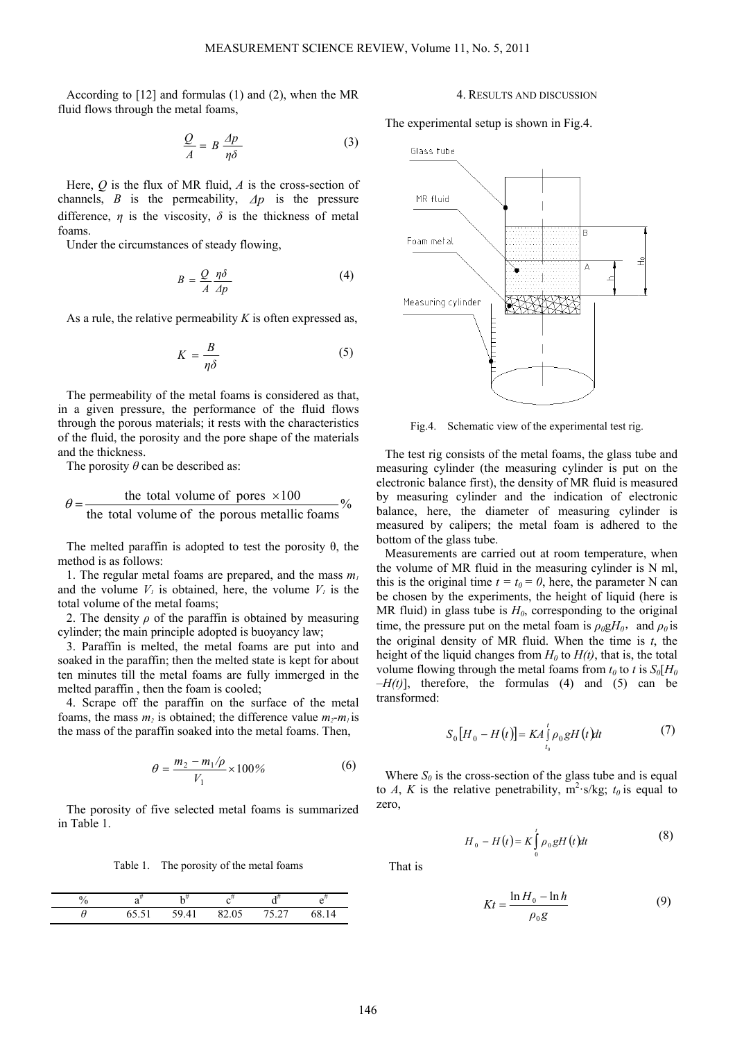According to [12] and formulas (1) and (2), when the MR fluid flows through the metal foams,

$$\frac{Q}{A} = B\frac{\Delta p}{\eta\delta} \tag{3}$$

Here, $Q$ is the flux of MR fluid, $A$ is the cross-section of channels, $B$ is the permeability, $\Delta p$ is the pressure difference, $\eta$ is the viscosity, $\delta$ is the thickness of metal foams.

Under the circumstances of steady flowing,

$$B = \frac{Q}{A}\frac{\eta\delta}{\Delta p} \tag{4}$$

As a rule, the relative permeability $K$ is often expressed as,

$$K = \frac{B}{\eta\delta} \tag{5}$$

The permeability of the metal foams is considered as that, in a given pressure, the performance of the fluid flows through the porous materials; it rests with the characteristics of the fluid, the porosity and the pore shape of the materials and the thickness.

The porosity $\theta$ can be described as:

$$\theta = \frac{\text{the total volume of pores} \times 100}{\text{the total volume of the porous metallic foams}}\%$$

The melted paraffin is adopted to test the porosity θ, the method is as follows:

1. The regular metal foams are prepared, and the mass $m_1$ and the volume $V_1$ is obtained, here, the volume $V_1$ is the total volume of the metal foams;
2. The density $\rho$ of the paraffin is obtained by measuring cylinder; the main principle adopted is buoyancy law;
3. Paraffin is melted, the metal foams are put into and soaked in the paraffin; then the melted state is kept for about ten minutes till the metal foams are fully immerged in the melted paraffin , then the foam is cooled;
4. Scrape off the paraffin on the surface of the metal foams, the mass $m_2$ is obtained; the difference value $m_2$-$m_1$ is the mass of the paraffin soaked into the metal foams. Then,

$$\theta = \frac{m_2 - m_1/\rho}{V_1} \times 100\% \tag{6}$$

The porosity of five selected metal foams is summarized in Table 1.

Table 1. The porosity of the metal foams

| % | a# | b# | c# | d# | e# |
|---|---|---|---|---|---|
| $\theta$ | 65.51 | 59.41 | 82.05 | 75.27 | 68.14 |

## 4. RESULTS AND DISCUSSION

The experimental setup is shown in Fig.4.

Fig.4. Schematic view of the experimental test rig.

The test rig consists of the metal foams, the glass tube and measuring cylinder (the measuring cylinder is put on the electronic balance first), the density of MR fluid is measured by measuring cylinder and the indication of electronic balance, here, the diameter of measuring cylinder is measured by calipers; the metal foam is adhered to the bottom of the glass tube.

Measurements are carried out at room temperature, when the volume of MR fluid in the measuring cylinder is N ml, this is the original time $t = t_0 = 0$, here, the parameter N can be chosen by the experiments, the height of liquid (here is MR fluid) in glass tube is $H_0$, corresponding to the original time, the pressure put on the metal foam is $\rho_0 g H_0$, and $\rho_0$ is the original density of MR fluid. When the time is $t$, the height of the liquid changes from $H_0$ to $H(t)$, that is, the total volume flowing through the metal foams from $t_0$ to $t$ is $S_0[H_0 - H(t)]$, therefore, the formulas (4) and (5) can be transformed:

$$S_0\left[H_0 - H(t)\right] = KA\int_{t_0}^{t}\rho_0 g H(t)dt \tag{7}$$

Where $S_0$ is the cross-section of the glass tube and is equal to $A$, $K$ is the relative penetrability, $m^2 \cdot s/kg$; $t_0$ is equal to zero,

$$H_0 - H(t) = K\int_{0}^{t}\rho_0 g H(t)dt \tag{8}$$

That is

$$Kt = \frac{\ln H_0 - \ln h}{\rho_0 g} \tag{9}$$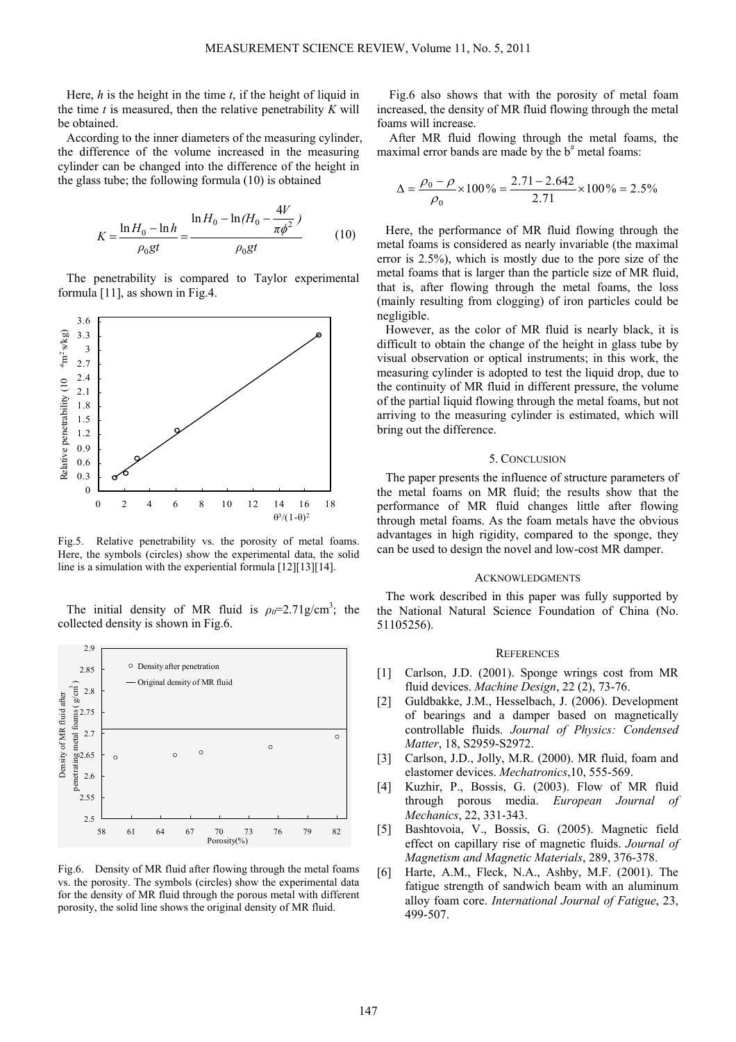Here, $h$ is the height in the time $t$, if the height of liquid in the time $t$ is measured, then the relative penetrability $K$ will be obtained.

According to the inner diameters of the measuring cylinder, the difference of the volume increased in the measuring cylinder can be changed into the difference of the height in the glass tube; the following formula (10) is obtained

$$K = \frac{\ln H_0 - \ln h}{\rho_0 g t} = \frac{\ln H_0 - \ln(H_0 - \dfrac{4V}{\pi \phi^2})}{\rho_0 g t} \qquad (10)$$

The penetrability is compared to Taylor experimental formula [11], as shown in Fig.4.

Fig.5. Relative penetrability vs. the porosity of metal foams. Here, the symbols (circles) show the experimental data, the solid line is a simulation with the experiential formula [12][13][14].

The initial density of MR fluid is $\rho_0$=2.71g/cm$^3$; the collected density is shown in Fig.6.

Fig.6. Density of MR fluid after flowing through the metal foams vs. the porosity. The symbols (circles) show the experimental data for the density of MR fluid through the porous metal with different porosity, the solid line shows the original density of MR fluid.

Fig.6 also shows that with the porosity of metal foam increased, the density of MR fluid flowing through the metal foams will increase.

After MR fluid flowing through the metal foams, the maximal error bands are made by the b# metal foams:

$$\Delta = \frac{\rho_0 - \rho}{\rho_0} \times 100\% = \frac{2.71 - 2.642}{2.71} \times 100\% = 2.5\%$$

Here, the performance of MR fluid flowing through the metal foams is considered as nearly invariable (the maximal error is 2.5%), which is mostly due to the pore size of the metal foams that is larger than the particle size of MR fluid, that is, after flowing through the metal foams, the loss (mainly resulting from clogging) of iron particles could be negligible.

However, as the color of MR fluid is nearly black, it is difficult to obtain the change of the height in glass tube by visual observation or optical instruments; in this work, the measuring cylinder is adopted to test the liquid drop, due to the continuity of MR fluid in different pressure, the volume of the partial liquid flowing through the metal foams, but not arriving to the measuring cylinder is estimated, which will bring out the difference.

## 5. Conclusion

The paper presents the influence of structure parameters of the metal foams on MR fluid; the results show that the performance of MR fluid changes little after flowing through metal foams. As the foam metals have the obvious advantages in high rigidity, compared to the sponge, they can be used to design the novel and low-cost MR damper.

## Acknowledgments

The work described in this paper was fully supported by the National Natural Science Foundation of China (No. 51105256).

## References

[1] Carlson, J.D. (2001). Sponge wrings cost from MR fluid devices. *Machine Design*, 22 (2), 73-76.

[2] Guldbakke, J.M., Hesselbach, J. (2006). Development of bearings and a damper based on magnetically controllable fluids. *Journal of Physics: Condensed Matter*, 18, S2959-S2972.

[3] Carlson, J.D., Jolly, M.R. (2000). MR fluid, foam and elastomer devices. *Mechatronics*,10, 555-569.

[4] Kuzhir, P., Bossis, G. (2003). Flow of MR fluid through porous media. *European Journal of Mechanics*, 22, 331-343.

[5] Bashtovoia, V., Bossis, G. (2005). Magnetic field effect on capillary rise of magnetic fluids. *Journal of Magnetism and Magnetic Materials*, 289, 376-378.

[6] Harte, A.M., Fleck, N.A., Ashby, M.F. (2001). The fatigue strength of sandwich beam with an aluminum alloy foam core. *International Journal of Fatigue*, 23, 499-507.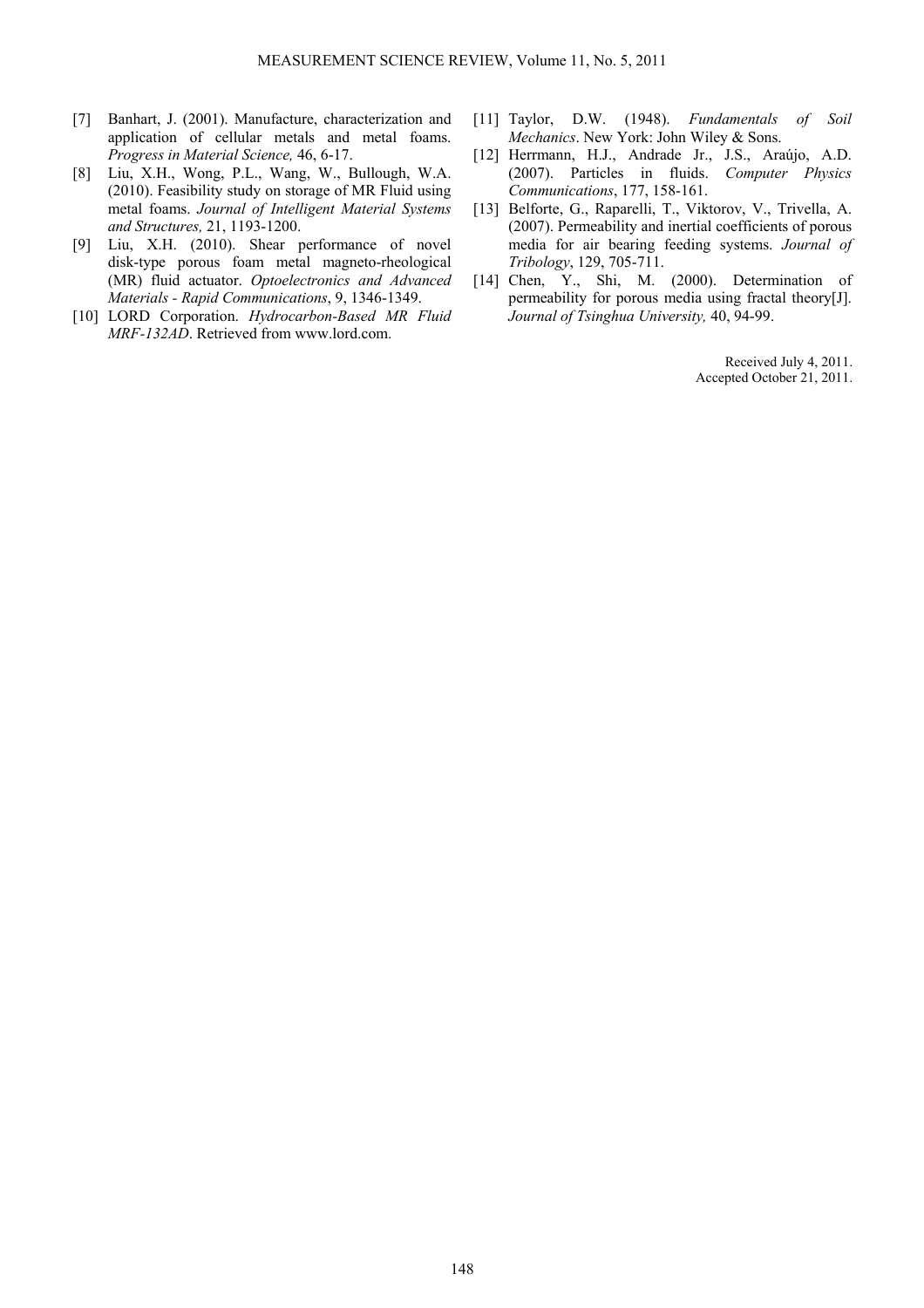[7] Banhart, J. (2001). Manufacture, characterization and application of cellular metals and metal foams. *Progress in Material Science,* 46, 6-17.

[8] Liu, X.H., Wong, P.L., Wang, W., Bullough, W.A. (2010). Feasibility study on storage of MR Fluid using metal foams. *Journal of Intelligent Material Systems and Structures,* 21, 1193-1200.

[9] Liu, X.H. (2010). Shear performance of novel disk-type porous foam metal magneto-rheological (MR) fluid actuator. *Optoelectronics and Advanced Materials - Rapid Communications*, 9, 1346-1349.

[10] LORD Corporation. *Hydrocarbon-Based MR Fluid MRF-132AD*. Retrieved from www.lord.com.

[11] Taylor, D.W. (1948). *Fundamentals of Soil Mechanics*. New York: John Wiley & Sons.

[12] Herrmann, H.J., Andrade Jr., J.S., Araújo, A.D. (2007). Particles in fluids. *Computer Physics Communications*, 177, 158-161.

[13] Belforte, G., Raparelli, T., Viktorov, V., Trivella, A. (2007). Permeability and inertial coefficients of porous media for air bearing feeding systems. *Journal of Tribology*, 129, 705-711.

[14] Chen, Y., Shi, M. (2000). Determination of permeability for porous media using fractal theory[J]. *Journal of Tsinghua University,* 40, 94-99.

Received July 4, 2011.
Accepted October 21, 2011.